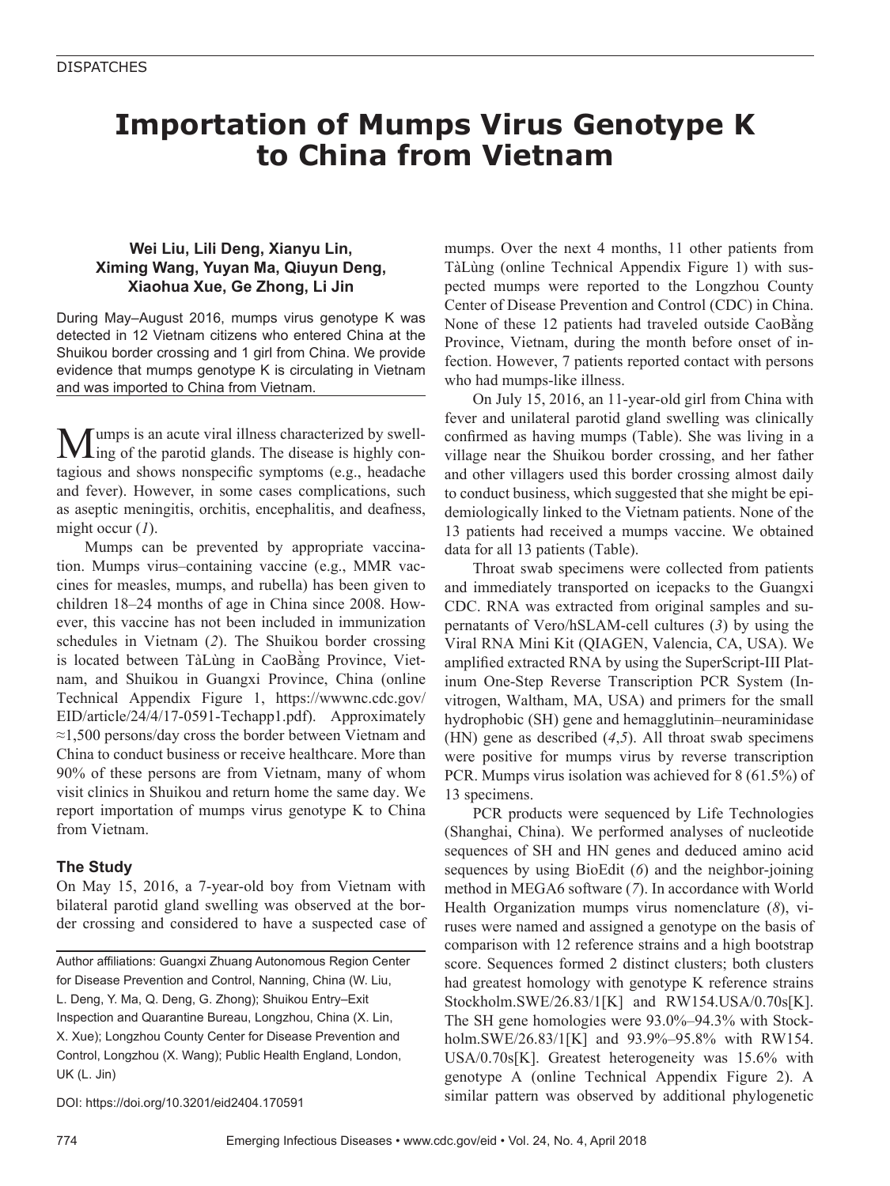DISPATCHES

# Importation of Mumps Virus Genotype K to China from Vietnam

**Wei Liu, Lili Deng, Xianyu Lin, Ximing Wang, Yuyan Ma, Qiuyun Deng, Xiaohua Xue, Ge Zhong, Li Jin**

During May–August 2016, mumps virus genotype K was detected in 12 Vietnam citizens who entered China at the Shuikou border crossing and 1 girl from China. We provide evidence that mumps genotype K is circulating in Vietnam and was imported to China from Vietnam.

Mumps is an acute viral illness characterized by swelling of the parotid glands. The disease is highly contagious and shows nonspecific symptoms (e.g., headache and fever). However, in some cases complications, such as aseptic meningitis, orchitis, encephalitis, and deafness, might occur (*1*).

Mumps can be prevented by appropriate vaccination. Mumps virus–containing vaccine (e.g., MMR vaccines for measles, mumps, and rubella) has been given to children 18–24 months of age in China since 2008. However, this vaccine has not been included in immunization schedules in Vietnam (*2*). The Shuikou border crossing is located between TàLùng in CaoBằng Province, Vietnam, and Shuikou in Guangxi Province, China (online Technical Appendix Figure 1, https://wwwnc.cdc.gov/EID/article/24/4/17-0591-Techapp1.pdf). Approximately ≈1,500 persons/day cross the border between Vietnam and China to conduct business or receive healthcare. More than 90% of these persons are from Vietnam, many of whom visit clinics in Shuikou and return home the same day. We report importation of mumps virus genotype K to China from Vietnam.

## The Study

On May 15, 2016, a 7-year-old boy from Vietnam with bilateral parotid gland swelling was observed at the border crossing and considered to have a suspected case of mumps. Over the next 4 months, 11 other patients from TàLùng (online Technical Appendix Figure 1) with suspected mumps were reported to the Longzhou County Center of Disease Prevention and Control (CDC) in China. None of these 12 patients had traveled outside CaoBằng Province, Vietnam, during the month before onset of infection. However, 7 patients reported contact with persons who had mumps-like illness.

On July 15, 2016, an 11-year-old girl from China with fever and unilateral parotid gland swelling was clinically confirmed as having mumps (Table). She was living in a village near the Shuikou border crossing, and her father and other villagers used this border crossing almost daily to conduct business, which suggested that she might be epidemiologically linked to the Vietnam patients. None of the 13 patients had received a mumps vaccine. We obtained data for all 13 patients (Table).

Throat swab specimens were collected from patients and immediately transported on icepacks to the Guangxi CDC. RNA was extracted from original samples and supernatants of Vero/hSLAM-cell cultures (*3*) by using the Viral RNA Mini Kit (QIAGEN, Valencia, CA, USA). We amplified extracted RNA by using the SuperScript-III Platinum One-Step Reverse Transcription PCR System (Invitrogen, Waltham, MA, USA) and primers for the small hydrophobic (SH) gene and hemagglutinin–neuraminidase (HN) gene as described (*4*,*5*). All throat swab specimens were positive for mumps virus by reverse transcription PCR. Mumps virus isolation was achieved for 8 (61.5%) of 13 specimens.

PCR products were sequenced by Life Technologies (Shanghai, China). We performed analyses of nucleotide sequences of SH and HN genes and deduced amino acid sequences by using BioEdit (*6*) and the neighbor-joining method in MEGA6 software (*7*). In accordance with World Health Organization mumps virus nomenclature (*8*), viruses were named and assigned a genotype on the basis of comparison with 12 reference strains and a high bootstrap score. Sequences formed 2 distinct clusters; both clusters had greatest homology with genotype K reference strains Stockholm.SWE/26.83/1[K] and RW154.USA/0.70s[K]. The SH gene homologies were 93.0%–94.3% with Stockholm.SWE/26.83/1[K] and 93.9%–95.8% with RW154.USA/0.70s[K]. Greatest heterogeneity was 15.6% with genotype A (online Technical Appendix Figure 2). A similar pattern was observed by additional phylogenetic

Author affiliations: Guangxi Zhuang Autonomous Region Center for Disease Prevention and Control, Nanning, China (W. Liu, L. Deng, Y. Ma, Q. Deng, G. Zhong); Shuikou Entry–Exit Inspection and Quarantine Bureau, Longzhou, China (X. Lin, X. Xue); Longzhou County Center for Disease Prevention and Control, Longzhou (X. Wang); Public Health England, London, UK (L. Jin)

DOI: https://doi.org/10.3201/eid2404.170591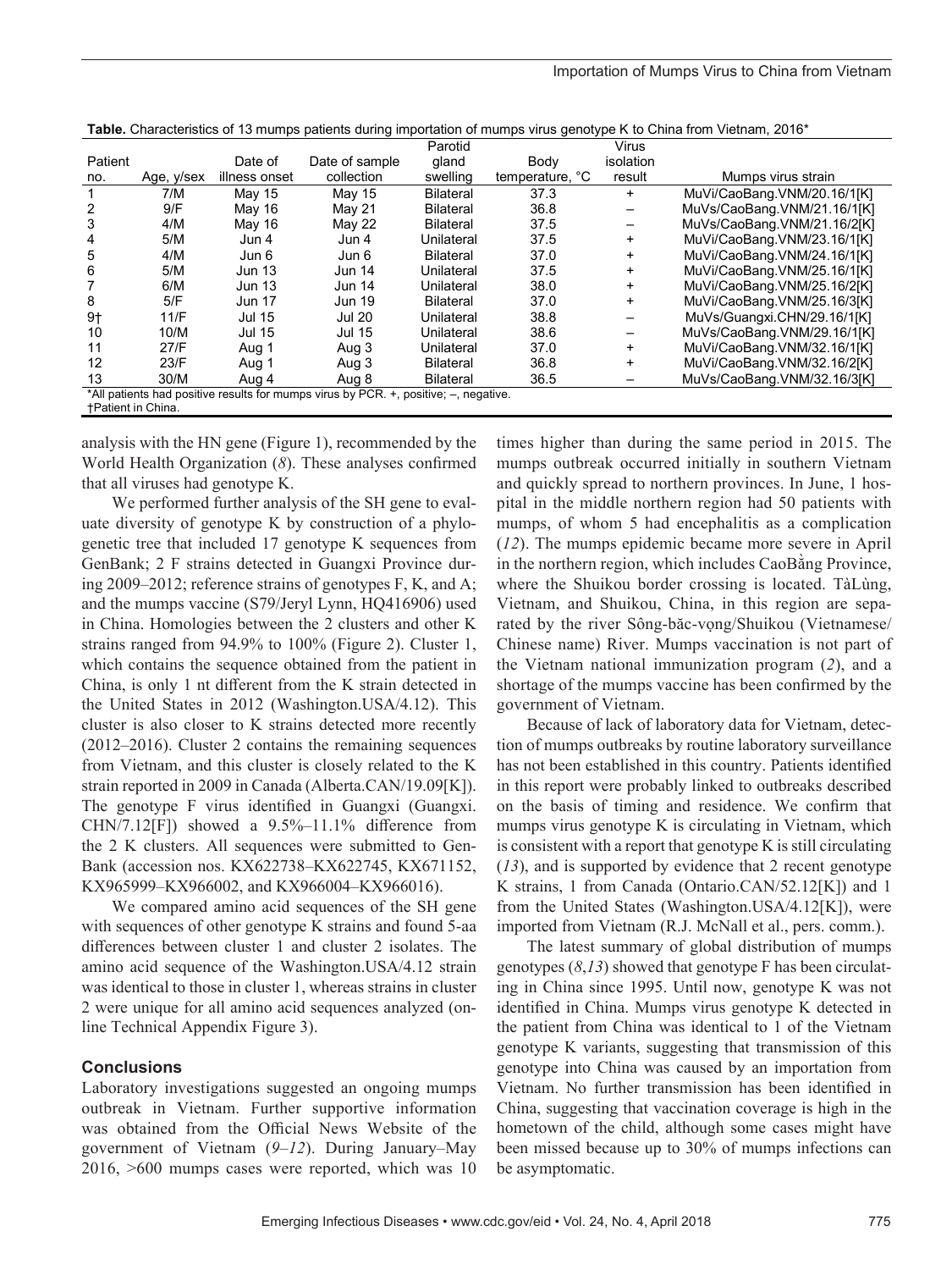**Table.** Characteristics of 13 mumps patients during importation of mumps virus genotype K to China from Vietnam, 2016*

| Patient no. | Age, y/sex | Date of illness onset | Date of sample collection | Parotid gland swelling | Body temperature, °C | Virus isolation result | Mumps virus strain |
|---|---|---|---|---|---|---|---|
| 1 | 7/M | May 15 | May 15 | Bilateral | 37.3 | + | MuVi/CaoBang.VNM/20.16/1[K] |
| 2 | 9/F | May 16 | May 21 | Bilateral | 36.8 | – | MuVs/CaoBang.VNM/21.16/1[K] |
| 3 | 4/M | May 16 | May 22 | Bilateral | 37.5 | – | MuVs/CaoBang.VNM/21.16/2[K] |
| 4 | 5/M | Jun 4 | Jun 4 | Unilateral | 37.5 | + | MuVi/CaoBang.VNM/23.16/1[K] |
| 5 | 4/M | Jun 6 | Jun 6 | Bilateral | 37.0 | + | MuVi/CaoBang.VNM/24.16/1[K] |
| 6 | 5/M | Jun 13 | Jun 14 | Unilateral | 37.5 | + | MuVi/CaoBang.VNM/25.16/1[K] |
| 7 | 6/M | Jun 13 | Jun 14 | Unilateral | 38.0 | + | MuVi/CaoBang.VNM/25.16/2[K] |
| 8 | 5/F | Jun 17 | Jun 19 | Bilateral | 37.0 | + | MuVi/CaoBang.VNM/25.16/3[K] |
| 9† | 11/F | Jul 15 | Jul 20 | Unilateral | 38.8 | – | MuVs/Guangxi.CHN/29.16/1[K] |
| 10 | 10/M | Jul 15 | Jul 15 | Unilateral | 38.6 | – | MuVs/CaoBang.VNM/29.16/1[K] |
| 11 | 27/F | Aug 1 | Aug 3 | Unilateral | 37.0 | + | MuVi/CaoBang.VNM/32.16/1[K] |
| 12 | 23/F | Aug 1 | Aug 3 | Bilateral | 36.8 | + | MuVi/CaoBang.VNM/32.16/2[K] |
| 13 | 30/M | Aug 4 | Aug 8 | Bilateral | 36.5 | – | MuVs/CaoBang.VNM/32.16/3[K] |

*All patients had positive results for mumps virus by PCR. +, positive; –, negative.
†Patient in China.

analysis with the HN gene (Figure 1), recommended by the World Health Organization (*8*). These analyses confirmed that all viruses had genotype K.

We performed further analysis of the SH gene to evaluate diversity of genotype K by construction of a phylogenetic tree that included 17 genotype K sequences from GenBank; 2 F strains detected in Guangxi Province during 2009–2012; reference strains of genotypes F, K, and A; and the mumps vaccine (S79/Jeryl Lynn, HQ416906) used in China. Homologies between the 2 clusters and other K strains ranged from 94.9% to 100% (Figure 2). Cluster 1, which contains the sequence obtained from the patient in China, is only 1 nt different from the K strain detected in the United States in 2012 (Washington.USA/4.12). This cluster is also closer to K strains detected more recently (2012–2016). Cluster 2 contains the remaining sequences from Vietnam, and this cluster is closely related to the K strain reported in 2009 in Canada (Alberta.CAN/19.09[K]). The genotype F virus identified in Guangxi (Guangxi.CHN/7.12[F]) showed a 9.5%–11.1% difference from the 2 K clusters. All sequences were submitted to GenBank (accession nos. KX622738–KX622745, KX671152, KX965999–KX966002, and KX966004–KX966016).

We compared amino acid sequences of the SH gene with sequences of other genotype K strains and found 5-aa differences between cluster 1 and cluster 2 isolates. The amino acid sequence of the Washington.USA/4.12 strain was identical to those in cluster 1, whereas strains in cluster 2 were unique for all amino acid sequences analyzed (online Technical Appendix Figure 3).

## Conclusions

Laboratory investigations suggested an ongoing mumps outbreak in Vietnam. Further supportive information was obtained from the Official News Website of the government of Vietnam (*9*–*12*). During January–May 2016, >600 mumps cases were reported, which was 10 times higher than during the same period in 2015. The mumps outbreak occurred initially in southern Vietnam and quickly spread to northern provinces. In June, 1 hospital in the middle northern region had 50 patients with mumps, of whom 5 had encephalitis as a complication (*12*). The mumps epidemic became more severe in April in the northern region, which includes CaoBằng Province, where the Shuikou border crossing is located. TàLùng, Vietnam, and Shuikou, China, in this region are separated by the river Sông-băc-vọng/Shuikou (Vietnamese/Chinese name) River. Mumps vaccination is not part of the Vietnam national immunization program (*2*), and a shortage of the mumps vaccine has been confirmed by the government of Vietnam.

Because of lack of laboratory data for Vietnam, detection of mumps outbreaks by routine laboratory surveillance has not been established in this country. Patients identified in this report were probably linked to outbreaks described on the basis of timing and residence. We confirm that mumps virus genotype K is circulating in Vietnam, which is consistent with a report that genotype K is still circulating (*13*), and is supported by evidence that 2 recent genotype K strains, 1 from Canada (Ontario.CAN/52.12[K]) and 1 from the United States (Washington.USA/4.12[K]), were imported from Vietnam (R.J. McNall et al., pers. comm.).

The latest summary of global distribution of mumps genotypes (*8*,*13*) showed that genotype F has been circulating in China since 1995. Until now, genotype K was not identified in China. Mumps virus genotype K detected in the patient from China was identical to 1 of the Vietnam genotype K variants, suggesting that transmission of this genotype into China was caused by an importation from Vietnam. No further transmission has been identified in China, suggesting that vaccination coverage is high in the hometown of the child, although some cases might have been missed because up to 30% of mumps infections can be asymptomatic.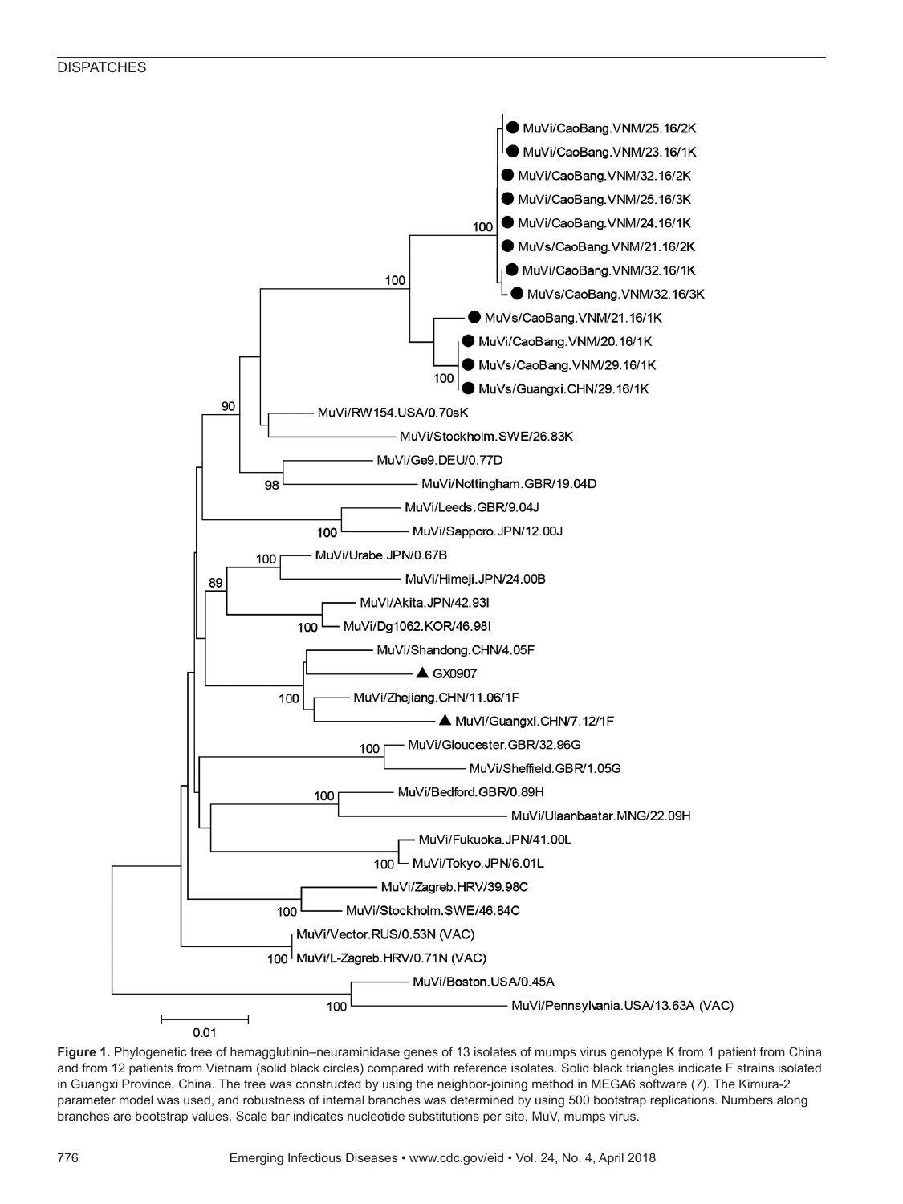**Figure 1.** Phylogenetic tree of hemagglutinin–neuraminidase genes of 13 isolates of mumps virus genotype K from 1 patient from China and from 12 patients from Vietnam (solid black circles) compared with reference isolates. Solid black triangles indicate F strains isolated in Guangxi Province, China. The tree was constructed by using the neighbor-joining method in MEGA6 software (*7*). The Kimura-2 parameter model was used, and robustness of internal branches was determined by using 500 bootstrap replications. Numbers along branches are bootstrap values. Scale bar indicates nucleotide substitutions per site. MuV, mumps virus.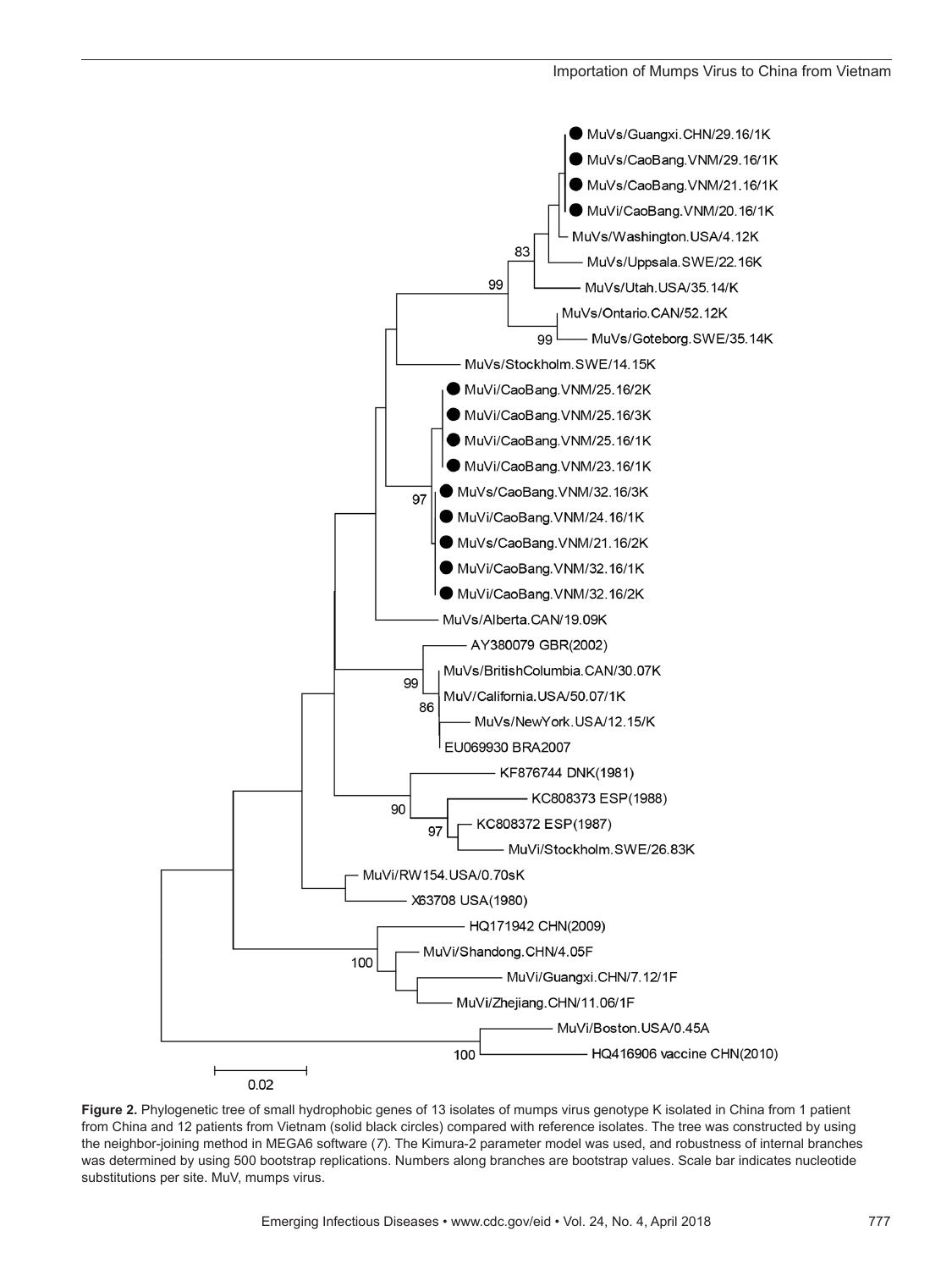**Figure 2.** Phylogenetic tree of small hydrophobic genes of 13 isolates of mumps virus genotype K isolated in China from 1 patient from China and 12 patients from Vietnam (solid black circles) compared with reference isolates. The tree was constructed by using the neighbor-joining method in MEGA6 software (*7*). The Kimura-2 parameter model was used, and robustness of internal branches was determined by using 500 bootstrap replications. Numbers along branches are bootstrap values. Scale bar indicates nucleotide substitutions per site. MuV, mumps virus.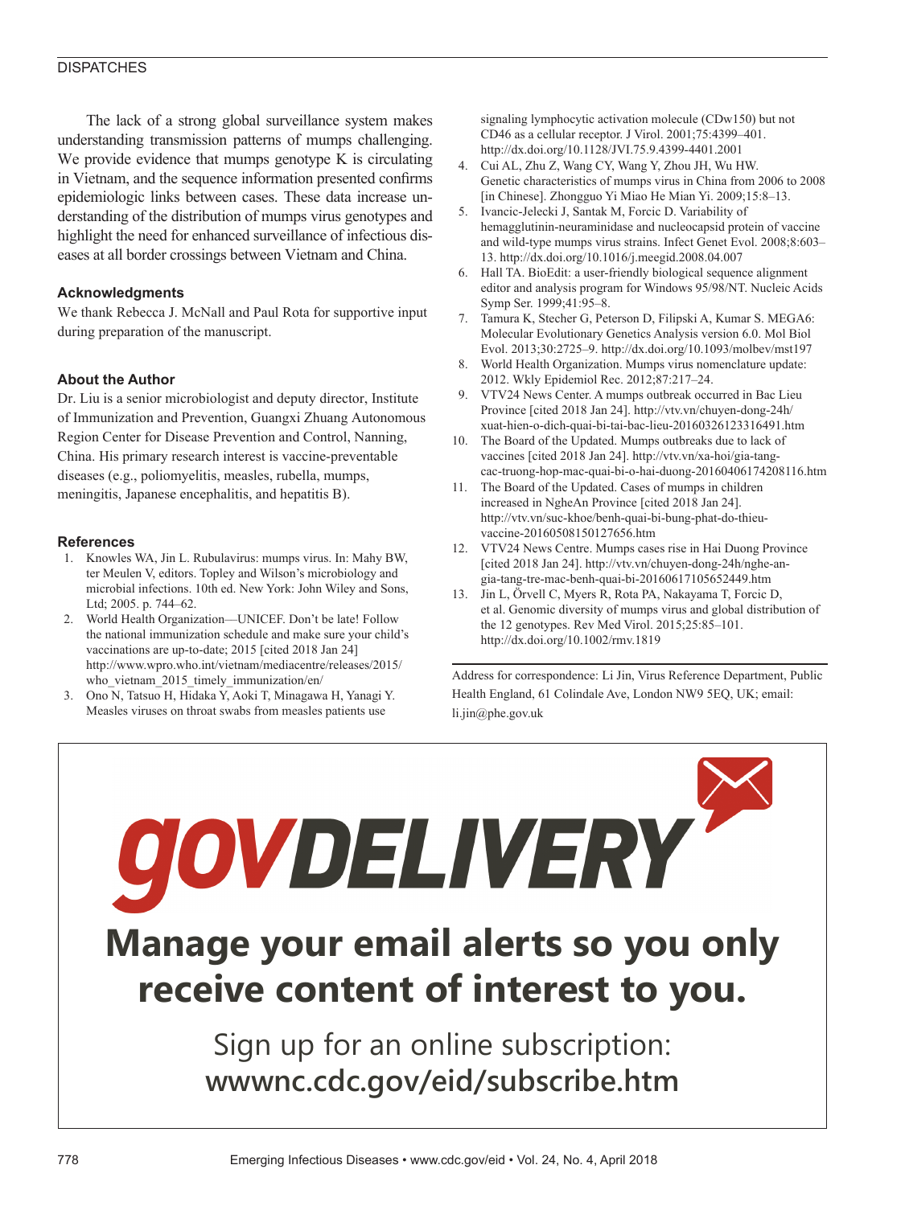The lack of a strong global surveillance system makes understanding transmission patterns of mumps challenging. We provide evidence that mumps genotype K is circulating in Vietnam, and the sequence information presented confirms epidemiologic links between cases. These data increase understanding of the distribution of mumps virus genotypes and highlight the need for enhanced surveillance of infectious diseases at all border crossings between Vietnam and China.

## Acknowledgments

We thank Rebecca J. McNall and Paul Rota for supportive input during preparation of the manuscript.

## About the Author

Dr. Liu is a senior microbiologist and deputy director, Institute of Immunization and Prevention, Guangxi Zhuang Autonomous Region Center for Disease Prevention and Control, Nanning, China. His primary research interest is vaccine-preventable diseases (e.g., poliomyelitis, measles, rubella, mumps, meningitis, Japanese encephalitis, and hepatitis B).

## References

1. Knowles WA, Jin L. Rubulavirus: mumps virus. In: Mahy BW, ter Meulen V, editors. Topley and Wilson's microbiology and microbial infections. 10th ed. New York: John Wiley and Sons, Ltd; 2005. p. 744–62.
2. World Health Organization—UNICEF. Don't be late! Follow the national immunization schedule and make sure your child's vaccinations are up-to-date; 2015 [cited 2018 Jan 24] http://www.wpro.who.int/vietnam/mediacentre/releases/2015/who_vietnam_2015_timely_immunization/en/
3. Ono N, Tatsuo H, Hidaka Y, Aoki T, Minagawa H, Yanagi Y. Measles viruses on throat swabs from measles patients use signaling lymphocytic activation molecule (CDw150) but not CD46 as a cellular receptor. J Virol. 2001;75:4399–401. http://dx.doi.org/10.1128/JVI.75.9.4399-4401.2001
4. Cui AL, Zhu Z, Wang CY, Wang Y, Zhou JH, Wu HW. Genetic characteristics of mumps virus in China from 2006 to 2008 [in Chinese]. Zhongguo Yi Miao He Mian Yi. 2009;15:8–13.
5. Ivancic-Jelecki J, Santak M, Forcic D. Variability of hemagglutinin-neuraminidase and nucleocapsid protein of vaccine and wild-type mumps virus strains. Infect Genet Evol. 2008;8:603–13. http://dx.doi.org/10.1016/j.meegid.2008.04.007
6. Hall TA. BioEdit: a user-friendly biological sequence alignment editor and analysis program for Windows 95/98/NT. Nucleic Acids Symp Ser. 1999;41:95–8.
7. Tamura K, Stecher G, Peterson D, Filipski A, Kumar S. MEGA6: Molecular Evolutionary Genetics Analysis version 6.0. Mol Biol Evol. 2013;30:2725–9. http://dx.doi.org/10.1093/molbev/mst197
8. World Health Organization. Mumps virus nomenclature update: 2012. Wkly Epidemiol Rec. 2012;87:217–24.
9. VTV24 News Center. A mumps outbreak occurred in Bac Lieu Province [cited 2018 Jan 24]. http://vtv.vn/chuyen-dong-24h/xuat-hien-o-dich-quai-bi-tai-bac-lieu-20160326123316491.htm
10. The Board of the Updated. Mumps outbreaks due to lack of vaccines [cited 2018 Jan 24]. http://vtv.vn/xa-hoi/gia-tang-cac-truong-hop-mac-quai-bi-o-hai-duong-20160406174208116.htm
11. The Board of the Updated. Cases of mumps in children increased in NgheAn Province [cited 2018 Jan 24]. http://vtv.vn/suc-khoe/benh-quai-bi-bung-phat-do-thieu-vaccine-20160508150127656.htm
12. VTV24 News Centre. Mumps cases rise in Hai Duong Province [cited 2018 Jan 24]. http://vtv.vn/chuyen-dong-24h/nghe-an-gia-tang-tre-mac-benh-quai-bi-20160617105652449.htm
13. Jin L, Örvell C, Myers R, Rota PA, Nakayama T, Forcic D, et al. Genomic diversity of mumps virus and global distribution of the 12 genotypes. Rev Med Virol. 2015;25:85–101. http://dx.doi.org/10.1002/rmv.1819

Address for correspondence: Li Jin, Virus Reference Department, Public Health England, 61 Colindale Ave, London NW9 5EQ, UK; email: li.jin@phe.gov.uk

govDELIVERY

**Manage your email alerts so you only receive content of interest to you.**

Sign up for an online subscription:
**wwwnc.cdc.gov/eid/subscribe.htm**